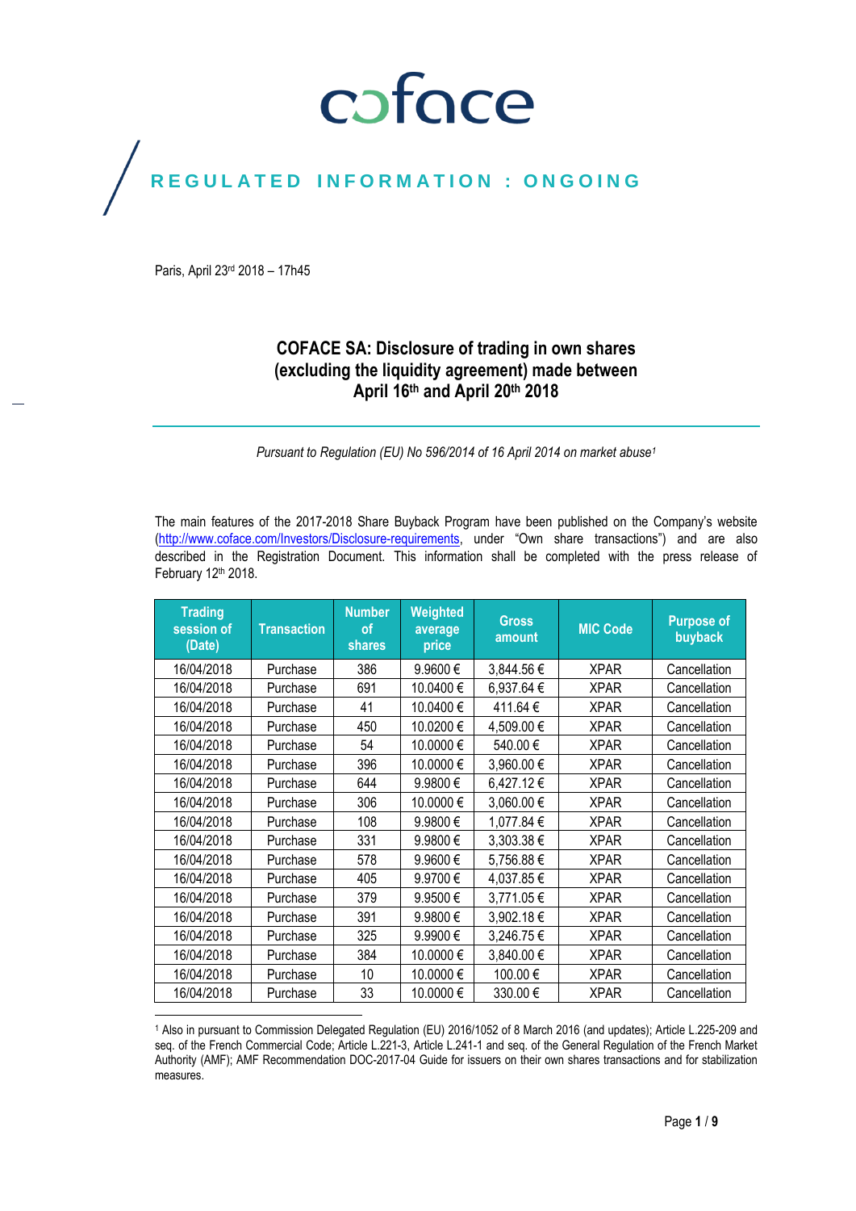coface

# REGULATED INFORMATION : ONGOING

Paris, April 23rd 2018 – 17h45

## COFACE SA: Disclosure of trading in own shares (excluding the liquidity agreement) made between April 16th and April 20th 2018

*Pursuant to Regulation (EU) No 596/2014 of 16 April 2014 on market abuse[1]*

The main features of the 2017-2018 Share Buyback Program have been published on the Company's website (http://www.coface.com/Investors/Disclosure-requirements, under "Own share transactions") and are also described in the Registration Document. This information shall be completed with the press release of February 12th 2018.

| Trading session of (Date) | Transaction | Number of shares | Weighted average price | Gross amount | MIC Code | Purpose of buyback |
|---|---|---|---|---|---|---|
| 16/04/2018 | Purchase | 386 | 9.9600 € | 3,844.56 € | XPAR | Cancellation |
| 16/04/2018 | Purchase | 691 | 10.0400 € | 6,937.64 € | XPAR | Cancellation |
| 16/04/2018 | Purchase | 41 | 10.0400 € | 411.64 € | XPAR | Cancellation |
| 16/04/2018 | Purchase | 450 | 10.0200 € | 4,509.00 € | XPAR | Cancellation |
| 16/04/2018 | Purchase | 54 | 10.0000 € | 540.00 € | XPAR | Cancellation |
| 16/04/2018 | Purchase | 396 | 10.0000 € | 3,960.00 € | XPAR | Cancellation |
| 16/04/2018 | Purchase | 644 | 9.9800 € | 6,427.12 € | XPAR | Cancellation |
| 16/04/2018 | Purchase | 306 | 10.0000 € | 3,060.00 € | XPAR | Cancellation |
| 16/04/2018 | Purchase | 108 | 9.9800 € | 1,077.84 € | XPAR | Cancellation |
| 16/04/2018 | Purchase | 331 | 9.9800 € | 3,303.38 € | XPAR | Cancellation |
| 16/04/2018 | Purchase | 578 | 9.9600 € | 5,756.88 € | XPAR | Cancellation |
| 16/04/2018 | Purchase | 405 | 9.9700 € | 4,037.85 € | XPAR | Cancellation |
| 16/04/2018 | Purchase | 379 | 9.9500 € | 3,771.05 € | XPAR | Cancellation |
| 16/04/2018 | Purchase | 391 | 9.9800 € | 3,902.18 € | XPAR | Cancellation |
| 16/04/2018 | Purchase | 325 | 9.9900 € | 3,246.75 € | XPAR | Cancellation |
| 16/04/2018 | Purchase | 384 | 10.0000 € | 3,840.00 € | XPAR | Cancellation |
| 16/04/2018 | Purchase | 10 | 10.0000 € | 100.00 € | XPAR | Cancellation |
| 16/04/2018 | Purchase | 33 | 10.0000 € | 330.00 € | XPAR | Cancellation |

[1] Also in pursuant to Commission Delegated Regulation (EU) 2016/1052 of 8 March 2016 (and updates); Article L.225-209 and seq. of the French Commercial Code; Article L.221-3, Article L.241-1 and seq. of the General Regulation of the French Market Authority (AMF); AMF Recommendation DOC-2017-04 Guide for issuers on their own shares transactions and for stabilization measures.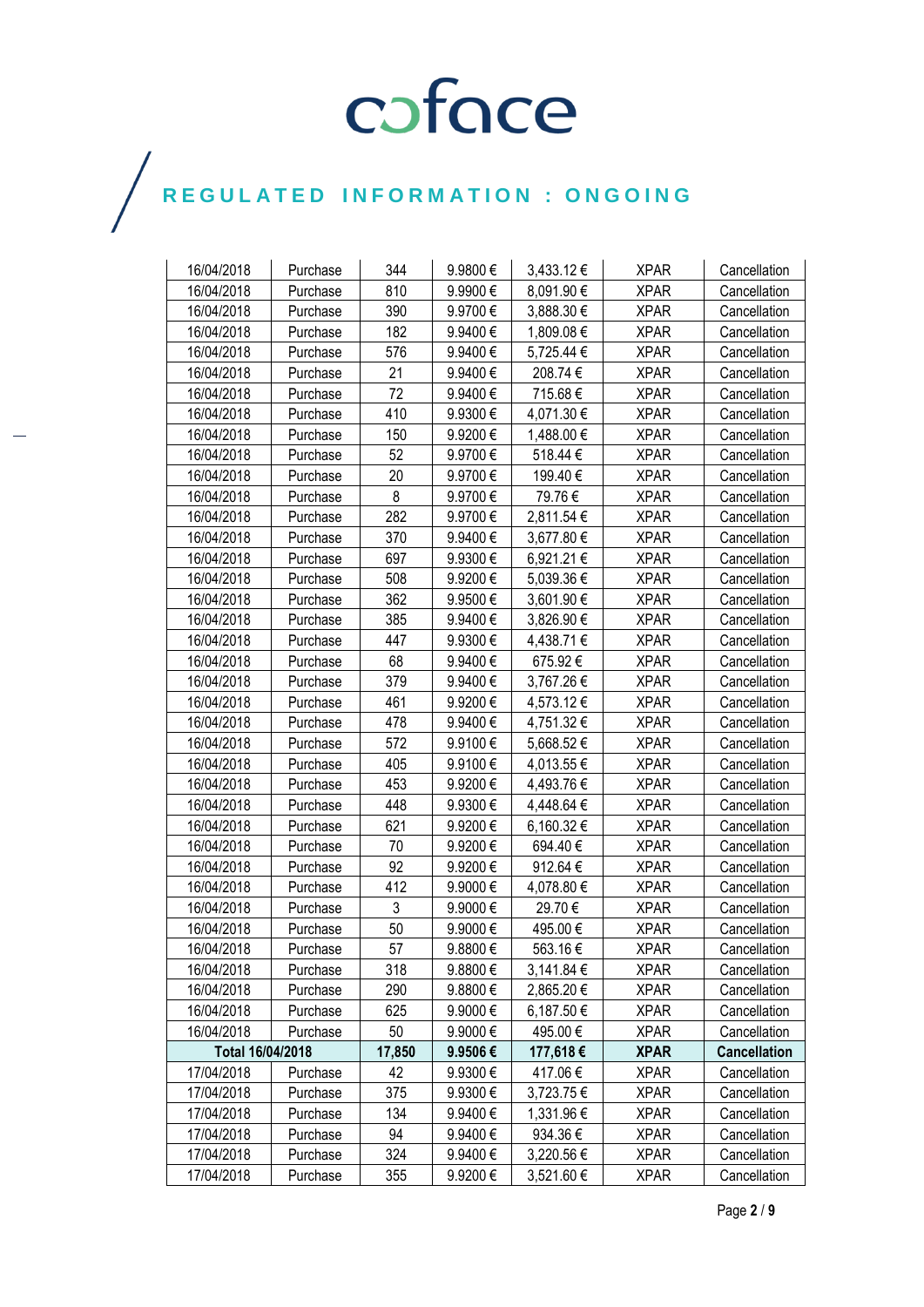# REGULATED INFORMATION : ONGOING

| 16/04/2018 | Purchase | 344 | 9.9800 € | 3,433.12 € | XPAR | Cancellation |
|---|---|---|---|---|---|---|
| 16/04/2018 | Purchase | 810 | 9.9900 € | 8,091.90 € | XPAR | Cancellation |
| 16/04/2018 | Purchase | 390 | 9.9700 € | 3,888.30 € | XPAR | Cancellation |
| 16/04/2018 | Purchase | 182 | 9.9400 € | 1,809.08 € | XPAR | Cancellation |
| 16/04/2018 | Purchase | 576 | 9.9400 € | 5,725.44 € | XPAR | Cancellation |
| 16/04/2018 | Purchase | 21 | 9.9400 € | 208.74 € | XPAR | Cancellation |
| 16/04/2018 | Purchase | 72 | 9.9400 € | 715.68 € | XPAR | Cancellation |
| 16/04/2018 | Purchase | 410 | 9.9300 € | 4,071.30 € | XPAR | Cancellation |
| 16/04/2018 | Purchase | 150 | 9.9200 € | 1,488.00 € | XPAR | Cancellation |
| 16/04/2018 | Purchase | 52 | 9.9700 € | 518.44 € | XPAR | Cancellation |
| 16/04/2018 | Purchase | 20 | 9.9700 € | 199.40 € | XPAR | Cancellation |
| 16/04/2018 | Purchase | 8 | 9.9700 € | 79.76 € | XPAR | Cancellation |
| 16/04/2018 | Purchase | 282 | 9.9700 € | 2,811.54 € | XPAR | Cancellation |
| 16/04/2018 | Purchase | 370 | 9.9400 € | 3,677.80 € | XPAR | Cancellation |
| 16/04/2018 | Purchase | 697 | 9.9300 € | 6,921.21 € | XPAR | Cancellation |
| 16/04/2018 | Purchase | 508 | 9.9200 € | 5,039.36 € | XPAR | Cancellation |
| 16/04/2018 | Purchase | 362 | 9.9500 € | 3,601.90 € | XPAR | Cancellation |
| 16/04/2018 | Purchase | 385 | 9.9400 € | 3,826.90 € | XPAR | Cancellation |
| 16/04/2018 | Purchase | 447 | 9.9300 € | 4,438.71 € | XPAR | Cancellation |
| 16/04/2018 | Purchase | 68 | 9.9400 € | 675.92 € | XPAR | Cancellation |
| 16/04/2018 | Purchase | 379 | 9.9400 € | 3,767.26 € | XPAR | Cancellation |
| 16/04/2018 | Purchase | 461 | 9.9200 € | 4,573.12 € | XPAR | Cancellation |
| 16/04/2018 | Purchase | 478 | 9.9400 € | 4,751.32 € | XPAR | Cancellation |
| 16/04/2018 | Purchase | 572 | 9.9100 € | 5,668.52 € | XPAR | Cancellation |
| 16/04/2018 | Purchase | 405 | 9.9100 € | 4,013.55 € | XPAR | Cancellation |
| 16/04/2018 | Purchase | 453 | 9.9200 € | 4,493.76 € | XPAR | Cancellation |
| 16/04/2018 | Purchase | 448 | 9.9300 € | 4,448.64 € | XPAR | Cancellation |
| 16/04/2018 | Purchase | 621 | 9.9200 € | 6,160.32 € | XPAR | Cancellation |
| 16/04/2018 | Purchase | 70 | 9.9200 € | 694.40 € | XPAR | Cancellation |
| 16/04/2018 | Purchase | 92 | 9.9200 € | 912.64 € | XPAR | Cancellation |
| 16/04/2018 | Purchase | 412 | 9.9000 € | 4,078.80 € | XPAR | Cancellation |
| 16/04/2018 | Purchase | 3 | 9.9000 € | 29.70 € | XPAR | Cancellation |
| 16/04/2018 | Purchase | 50 | 9.9000 € | 495.00 € | XPAR | Cancellation |
| 16/04/2018 | Purchase | 57 | 9.8800 € | 563.16 € | XPAR | Cancellation |
| 16/04/2018 | Purchase | 318 | 9.8800 € | 3,141.84 € | XPAR | Cancellation |
| 16/04/2018 | Purchase | 290 | 9.8800 € | 2,865.20 € | XPAR | Cancellation |
| 16/04/2018 | Purchase | 625 | 9.9000 € | 6,187.50 € | XPAR | Cancellation |
| 16/04/2018 | Purchase | 50 | 9.9000 € | 495.00 € | XPAR | Cancellation |
| **Total 16/04/2018** | | **17,850** | **9.9506 €** | **177,618 €** | **XPAR** | **Cancellation** |
| 17/04/2018 | Purchase | 42 | 9.9300 € | 417.06 € | XPAR | Cancellation |
| 17/04/2018 | Purchase | 375 | 9.9300 € | 3,723.75 € | XPAR | Cancellation |
| 17/04/2018 | Purchase | 134 | 9.9400 € | 1,331.96 € | XPAR | Cancellation |
| 17/04/2018 | Purchase | 94 | 9.9400 € | 934.36 € | XPAR | Cancellation |
| 17/04/2018 | Purchase | 324 | 9.9400 € | 3,220.56 € | XPAR | Cancellation |
| 17/04/2018 | Purchase | 355 | 9.9200 € | 3,521.60 € | XPAR | Cancellation |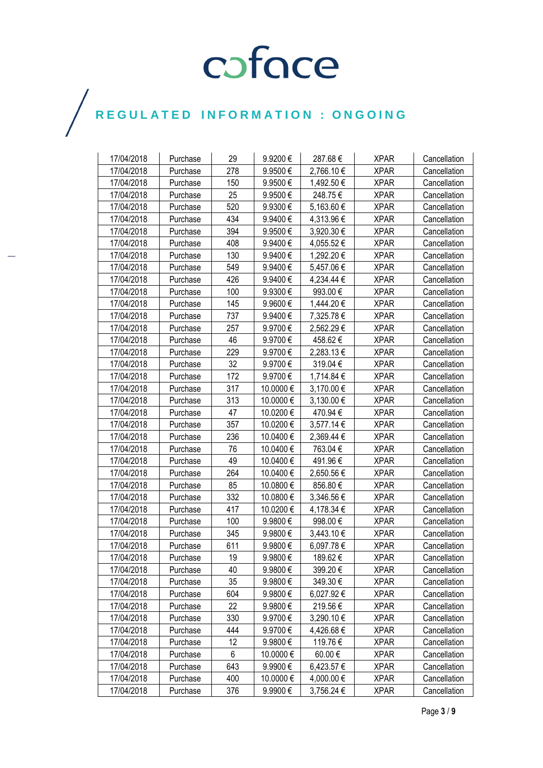| 17/04/2018 | Purchase | 29 | 9.9200 € | 287.68 € | XPAR | Cancellation |
|---|---|---|---|---|---|---|
| 17/04/2018 | Purchase | 278 | 9.9500 € | 2,766.10 € | XPAR | Cancellation |
| 17/04/2018 | Purchase | 150 | 9.9500 € | 1,492.50 € | XPAR | Cancellation |
| 17/04/2018 | Purchase | 25 | 9.9500 € | 248.75 € | XPAR | Cancellation |
| 17/04/2018 | Purchase | 520 | 9.9300 € | 5,163.60 € | XPAR | Cancellation |
| 17/04/2018 | Purchase | 434 | 9.9400 € | 4,313.96 € | XPAR | Cancellation |
| 17/04/2018 | Purchase | 394 | 9.9500 € | 3,920.30 € | XPAR | Cancellation |
| 17/04/2018 | Purchase | 408 | 9.9400 € | 4,055.52 € | XPAR | Cancellation |
| 17/04/2018 | Purchase | 130 | 9.9400 € | 1,292.20 € | XPAR | Cancellation |
| 17/04/2018 | Purchase | 549 | 9.9400 € | 5,457.06 € | XPAR | Cancellation |
| 17/04/2018 | Purchase | 426 | 9.9400 € | 4,234.44 € | XPAR | Cancellation |
| 17/04/2018 | Purchase | 100 | 9.9300 € | 993.00 € | XPAR | Cancellation |
| 17/04/2018 | Purchase | 145 | 9.9600 € | 1,444.20 € | XPAR | Cancellation |
| 17/04/2018 | Purchase | 737 | 9.9400 € | 7,325.78 € | XPAR | Cancellation |
| 17/04/2018 | Purchase | 257 | 9.9700 € | 2,562.29 € | XPAR | Cancellation |
| 17/04/2018 | Purchase | 46 | 9.9700 € | 458.62 € | XPAR | Cancellation |
| 17/04/2018 | Purchase | 229 | 9.9700 € | 2,283.13 € | XPAR | Cancellation |
| 17/04/2018 | Purchase | 32 | 9.9700 € | 319.04 € | XPAR | Cancellation |
| 17/04/2018 | Purchase | 172 | 9.9700 € | 1,714.84 € | XPAR | Cancellation |
| 17/04/2018 | Purchase | 317 | 10.0000 € | 3,170.00 € | XPAR | Cancellation |
| 17/04/2018 | Purchase | 313 | 10.0000 € | 3,130.00 € | XPAR | Cancellation |
| 17/04/2018 | Purchase | 47 | 10.0200 € | 470.94 € | XPAR | Cancellation |
| 17/04/2018 | Purchase | 357 | 10.0200 € | 3,577.14 € | XPAR | Cancellation |
| 17/04/2018 | Purchase | 236 | 10.0400 € | 2,369.44 € | XPAR | Cancellation |
| 17/04/2018 | Purchase | 76 | 10.0400 € | 763.04 € | XPAR | Cancellation |
| 17/04/2018 | Purchase | 49 | 10.0400 € | 491.96 € | XPAR | Cancellation |
| 17/04/2018 | Purchase | 264 | 10.0400 € | 2,650.56 € | XPAR | Cancellation |
| 17/04/2018 | Purchase | 85 | 10.0800 € | 856.80 € | XPAR | Cancellation |
| 17/04/2018 | Purchase | 332 | 10.0800 € | 3,346.56 € | XPAR | Cancellation |
| 17/04/2018 | Purchase | 417 | 10.0200 € | 4,178.34 € | XPAR | Cancellation |
| 17/04/2018 | Purchase | 100 | 9.9800 € | 998.00 € | XPAR | Cancellation |
| 17/04/2018 | Purchase | 345 | 9.9800 € | 3,443.10 € | XPAR | Cancellation |
| 17/04/2018 | Purchase | 611 | 9.9800 € | 6,097.78 € | XPAR | Cancellation |
| 17/04/2018 | Purchase | 19 | 9.9800 € | 189.62 € | XPAR | Cancellation |
| 17/04/2018 | Purchase | 40 | 9.9800 € | 399.20 € | XPAR | Cancellation |
| 17/04/2018 | Purchase | 35 | 9.9800 € | 349.30 € | XPAR | Cancellation |
| 17/04/2018 | Purchase | 604 | 9.9800 € | 6,027.92 € | XPAR | Cancellation |
| 17/04/2018 | Purchase | 22 | 9.9800 € | 219.56 € | XPAR | Cancellation |
| 17/04/2018 | Purchase | 330 | 9.9700 € | 3,290.10 € | XPAR | Cancellation |
| 17/04/2018 | Purchase | 444 | 9.9700 € | 4,426.68 € | XPAR | Cancellation |
| 17/04/2018 | Purchase | 12 | 9.9800 € | 119.76 € | XPAR | Cancellation |
| 17/04/2018 | Purchase | 6 | 10.0000 € | 60.00 € | XPAR | Cancellation |
| 17/04/2018 | Purchase | 643 | 9.9900 € | 6,423.57 € | XPAR | Cancellation |
| 17/04/2018 | Purchase | 400 | 10.0000 € | 4,000.00 € | XPAR | Cancellation |
| 17/04/2018 | Purchase | 376 | 9.9900 € | 3,756.24 € | XPAR | Cancellation |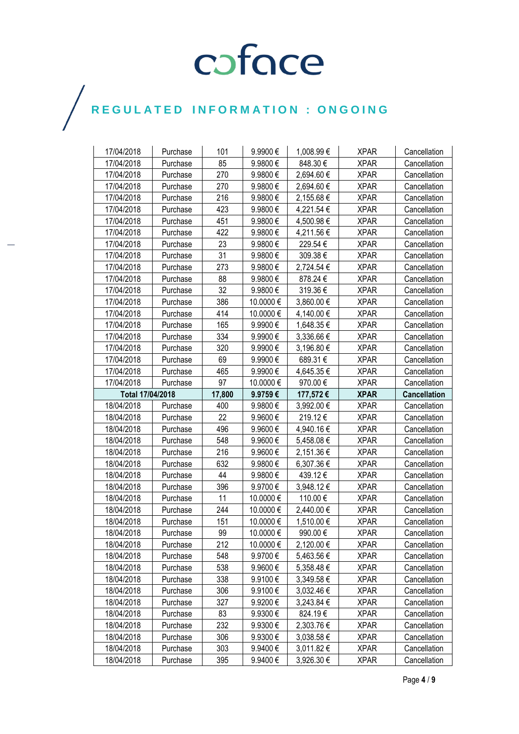# REGULATED INFORMATION : ONGOING

| | | | | | | |
|---|---|---|---|---|---|---|
| 17/04/2018 | Purchase | 101 | 9.9900 € | 1,008.99 € | XPAR | Cancellation |
| 17/04/2018 | Purchase | 85 | 9.9800 € | 848.30 € | XPAR | Cancellation |
| 17/04/2018 | Purchase | 270 | 9.9800 € | 2,694.60 € | XPAR | Cancellation |
| 17/04/2018 | Purchase | 270 | 9.9800 € | 2,694.60 € | XPAR | Cancellation |
| 17/04/2018 | Purchase | 216 | 9.9800 € | 2,155.68 € | XPAR | Cancellation |
| 17/04/2018 | Purchase | 423 | 9.9800 € | 4,221.54 € | XPAR | Cancellation |
| 17/04/2018 | Purchase | 451 | 9.9800 € | 4,500.98 € | XPAR | Cancellation |
| 17/04/2018 | Purchase | 422 | 9.9800 € | 4,211.56 € | XPAR | Cancellation |
| 17/04/2018 | Purchase | 23 | 9.9800 € | 229.54 € | XPAR | Cancellation |
| 17/04/2018 | Purchase | 31 | 9.9800 € | 309.38 € | XPAR | Cancellation |
| 17/04/2018 | Purchase | 273 | 9.9800 € | 2,724.54 € | XPAR | Cancellation |
| 17/04/2018 | Purchase | 88 | 9.9800 € | 878.24 € | XPAR | Cancellation |
| 17/04/2018 | Purchase | 32 | 9.9800 € | 319.36 € | XPAR | Cancellation |
| 17/04/2018 | Purchase | 386 | 10.0000 € | 3,860.00 € | XPAR | Cancellation |
| 17/04/2018 | Purchase | 414 | 10.0000 € | 4,140.00 € | XPAR | Cancellation |
| 17/04/2018 | Purchase | 165 | 9.9900 € | 1,648.35 € | XPAR | Cancellation |
| 17/04/2018 | Purchase | 334 | 9.9900 € | 3,336.66 € | XPAR | Cancellation |
| 17/04/2018 | Purchase | 320 | 9.9900 € | 3,196.80 € | XPAR | Cancellation |
| 17/04/2018 | Purchase | 69 | 9.9900 € | 689.31 € | XPAR | Cancellation |
| 17/04/2018 | Purchase | 465 | 9.9900 € | 4,645.35 € | XPAR | Cancellation |
| 17/04/2018 | Purchase | 97 | 10.0000 € | 970.00 € | XPAR | Cancellation |
| **Total 17/04/2018** | | **17,800** | **9.9759 €** | **177,572 €** | **XPAR** | **Cancellation** |
| 18/04/2018 | Purchase | 400 | 9.9800 € | 3,992.00 € | XPAR | Cancellation |
| 18/04/2018 | Purchase | 22 | 9.9600 € | 219.12 € | XPAR | Cancellation |
| 18/04/2018 | Purchase | 496 | 9.9600 € | 4,940.16 € | XPAR | Cancellation |
| 18/04/2018 | Purchase | 548 | 9.9600 € | 5,458.08 € | XPAR | Cancellation |
| 18/04/2018 | Purchase | 216 | 9.9600 € | 2,151.36 € | XPAR | Cancellation |
| 18/04/2018 | Purchase | 632 | 9.9800 € | 6,307.36 € | XPAR | Cancellation |
| 18/04/2018 | Purchase | 44 | 9.9800 € | 439.12 € | XPAR | Cancellation |
| 18/04/2018 | Purchase | 396 | 9.9700 € | 3,948.12 € | XPAR | Cancellation |
| 18/04/2018 | Purchase | 11 | 10.0000 € | 110.00 € | XPAR | Cancellation |
| 18/04/2018 | Purchase | 244 | 10.0000 € | 2,440.00 € | XPAR | Cancellation |
| 18/04/2018 | Purchase | 151 | 10.0000 € | 1,510.00 € | XPAR | Cancellation |
| 18/04/2018 | Purchase | 99 | 10.0000 € | 990.00 € | XPAR | Cancellation |
| 18/04/2018 | Purchase | 212 | 10.0000 € | 2,120.00 € | XPAR | Cancellation |
| 18/04/2018 | Purchase | 548 | 9.9700 € | 5,463.56 € | XPAR | Cancellation |
| 18/04/2018 | Purchase | 538 | 9.9600 € | 5,358.48 € | XPAR | Cancellation |
| 18/04/2018 | Purchase | 338 | 9.9100 € | 3,349.58 € | XPAR | Cancellation |
| 18/04/2018 | Purchase | 306 | 9.9100 € | 3,032.46 € | XPAR | Cancellation |
| 18/04/2018 | Purchase | 327 | 9.9200 € | 3,243.84 € | XPAR | Cancellation |
| 18/04/2018 | Purchase | 83 | 9.9300 € | 824.19 € | XPAR | Cancellation |
| 18/04/2018 | Purchase | 232 | 9.9300 € | 2,303.76 € | XPAR | Cancellation |
| 18/04/2018 | Purchase | 306 | 9.9300 € | 3,038.58 € | XPAR | Cancellation |
| 18/04/2018 | Purchase | 303 | 9.9400 € | 3,011.82 € | XPAR | Cancellation |
| 18/04/2018 | Purchase | 395 | 9.9400 € | 3,926.30 € | XPAR | Cancellation |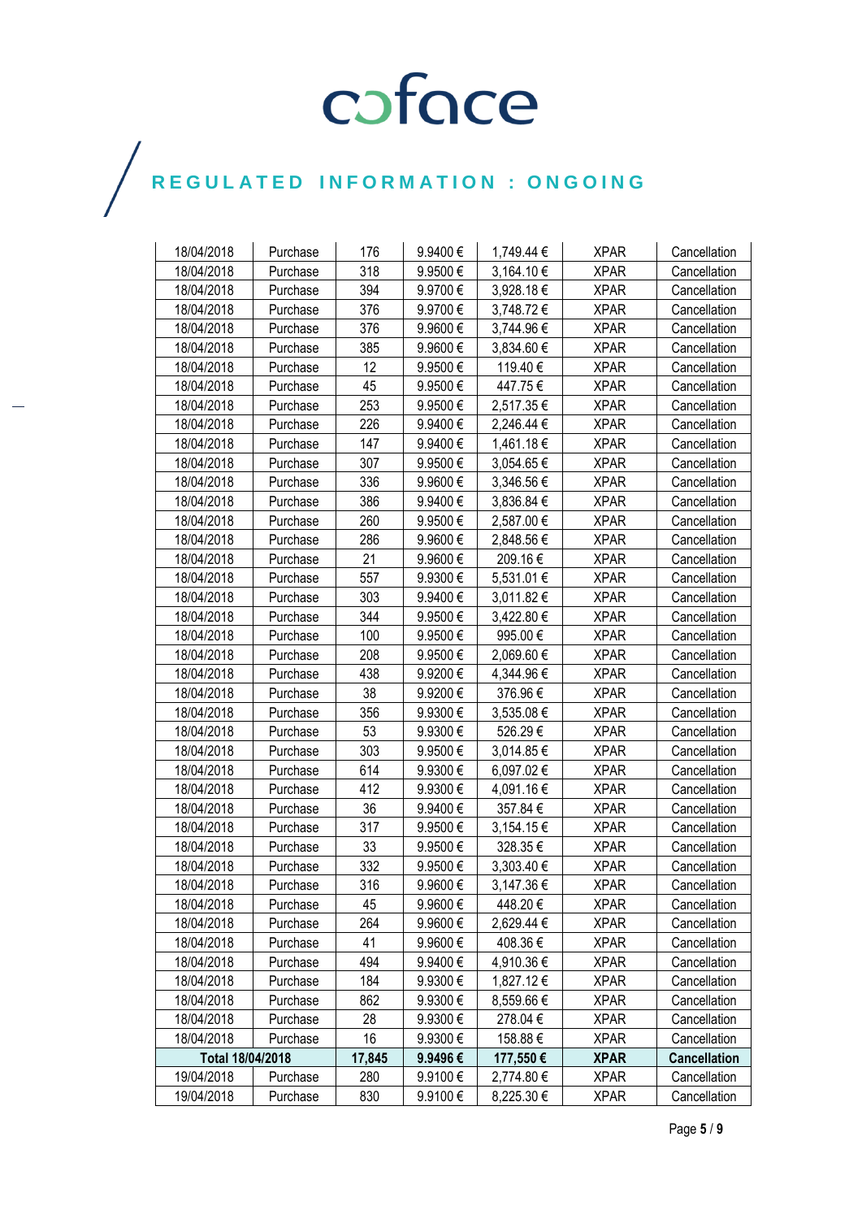# REGULATED INFORMATION : ONGOING

| | | | | | | |
|---|---|---|---|---|---|---|
| 18/04/2018 | Purchase | 176 | 9.9400 € | 1,749.44 € | XPAR | Cancellation |
| 18/04/2018 | Purchase | 318 | 9.9500 € | 3,164.10 € | XPAR | Cancellation |
| 18/04/2018 | Purchase | 394 | 9.9700 € | 3,928.18 € | XPAR | Cancellation |
| 18/04/2018 | Purchase | 376 | 9.9700 € | 3,748.72 € | XPAR | Cancellation |
| 18/04/2018 | Purchase | 376 | 9.9600 € | 3,744.96 € | XPAR | Cancellation |
| 18/04/2018 | Purchase | 385 | 9.9600 € | 3,834.60 € | XPAR | Cancellation |
| 18/04/2018 | Purchase | 12 | 9.9500 € | 119.40 € | XPAR | Cancellation |
| 18/04/2018 | Purchase | 45 | 9.9500 € | 447.75 € | XPAR | Cancellation |
| 18/04/2018 | Purchase | 253 | 9.9500 € | 2,517.35 € | XPAR | Cancellation |
| 18/04/2018 | Purchase | 226 | 9.9400 € | 2,246.44 € | XPAR | Cancellation |
| 18/04/2018 | Purchase | 147 | 9.9400 € | 1,461.18 € | XPAR | Cancellation |
| 18/04/2018 | Purchase | 307 | 9.9500 € | 3,054.65 € | XPAR | Cancellation |
| 18/04/2018 | Purchase | 336 | 9.9600 € | 3,346.56 € | XPAR | Cancellation |
| 18/04/2018 | Purchase | 386 | 9.9400 € | 3,836.84 € | XPAR | Cancellation |
| 18/04/2018 | Purchase | 260 | 9.9500 € | 2,587.00 € | XPAR | Cancellation |
| 18/04/2018 | Purchase | 286 | 9.9600 € | 2,848.56 € | XPAR | Cancellation |
| 18/04/2018 | Purchase | 21 | 9.9600 € | 209.16 € | XPAR | Cancellation |
| 18/04/2018 | Purchase | 557 | 9.9300 € | 5,531.01 € | XPAR | Cancellation |
| 18/04/2018 | Purchase | 303 | 9.9400 € | 3,011.82 € | XPAR | Cancellation |
| 18/04/2018 | Purchase | 344 | 9.9500 € | 3,422.80 € | XPAR | Cancellation |
| 18/04/2018 | Purchase | 100 | 9.9500 € | 995.00 € | XPAR | Cancellation |
| 18/04/2018 | Purchase | 208 | 9.9500 € | 2,069.60 € | XPAR | Cancellation |
| 18/04/2018 | Purchase | 438 | 9.9200 € | 4,344.96 € | XPAR | Cancellation |
| 18/04/2018 | Purchase | 38 | 9.9200 € | 376.96 € | XPAR | Cancellation |
| 18/04/2018 | Purchase | 356 | 9.9300 € | 3,535.08 € | XPAR | Cancellation |
| 18/04/2018 | Purchase | 53 | 9.9300 € | 526.29 € | XPAR | Cancellation |
| 18/04/2018 | Purchase | 303 | 9.9500 € | 3,014.85 € | XPAR | Cancellation |
| 18/04/2018 | Purchase | 614 | 9.9300 € | 6,097.02 € | XPAR | Cancellation |
| 18/04/2018 | Purchase | 412 | 9.9300 € | 4,091.16 € | XPAR | Cancellation |
| 18/04/2018 | Purchase | 36 | 9.9400 € | 357.84 € | XPAR | Cancellation |
| 18/04/2018 | Purchase | 317 | 9.9500 € | 3,154.15 € | XPAR | Cancellation |
| 18/04/2018 | Purchase | 33 | 9.9500 € | 328.35 € | XPAR | Cancellation |
| 18/04/2018 | Purchase | 332 | 9.9500 € | 3,303.40 € | XPAR | Cancellation |
| 18/04/2018 | Purchase | 316 | 9.9600 € | 3,147.36 € | XPAR | Cancellation |
| 18/04/2018 | Purchase | 45 | 9.9600 € | 448.20 € | XPAR | Cancellation |
| 18/04/2018 | Purchase | 264 | 9.9600 € | 2,629.44 € | XPAR | Cancellation |
| 18/04/2018 | Purchase | 41 | 9.9600 € | 408.36 € | XPAR | Cancellation |
| 18/04/2018 | Purchase | 494 | 9.9400 € | 4,910.36 € | XPAR | Cancellation |
| 18/04/2018 | Purchase | 184 | 9.9300 € | 1,827.12 € | XPAR | Cancellation |
| 18/04/2018 | Purchase | 862 | 9.9300 € | 8,559.66 € | XPAR | Cancellation |
| 18/04/2018 | Purchase | 28 | 9.9300 € | 278.04 € | XPAR | Cancellation |
| 18/04/2018 | Purchase | 16 | 9.9300 € | 158.88 € | XPAR | Cancellation |
| **Total 18/04/2018** | | **17,845** | **9.9496 €** | **177,550 €** | **XPAR** | **Cancellation** |
| 19/04/2018 | Purchase | 280 | 9.9100 € | 2,774.80 € | XPAR | Cancellation |
| 19/04/2018 | Purchase | 830 | 9.9100 € | 8,225.30 € | XPAR | Cancellation |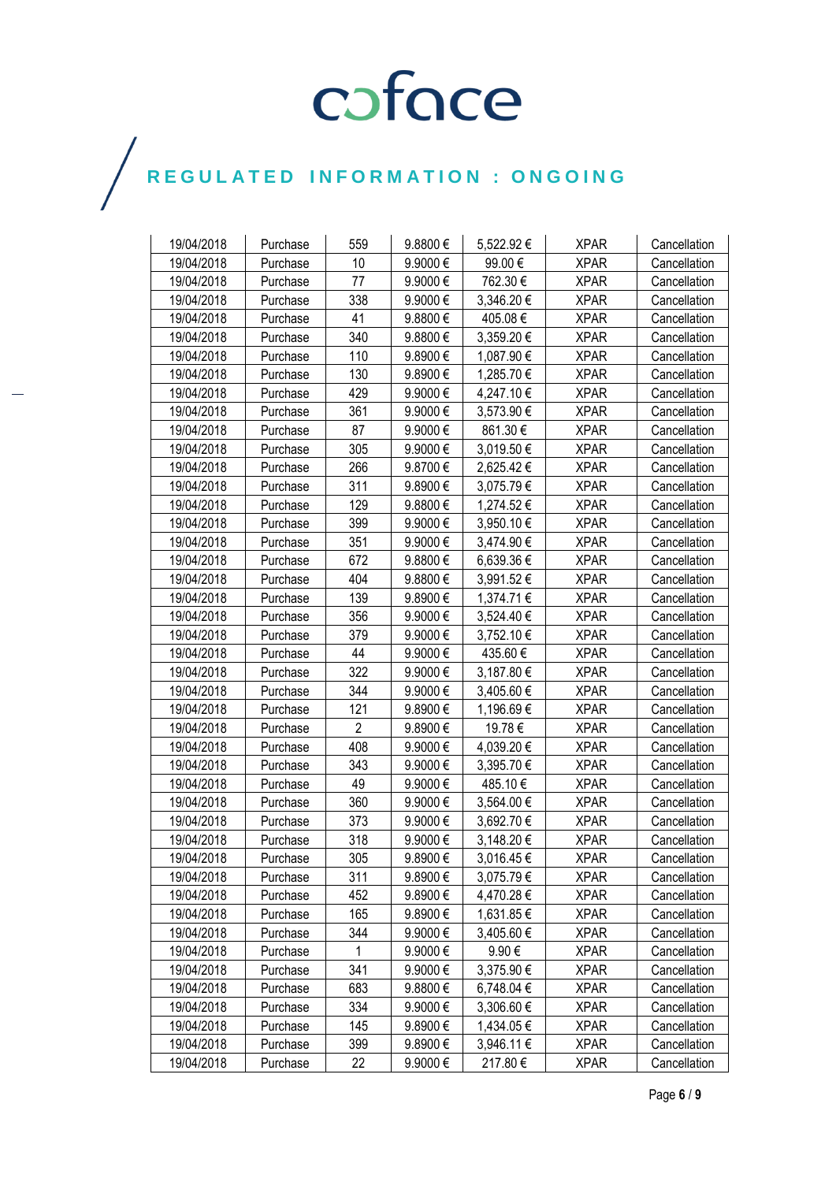coface

REGULATED INFORMATION : ONGOING

| 19/04/2018 | Purchase | 559 | 9.8800 € | 5,522.92 € | XPAR | Cancellation |
|---|---|---|---|---|---|---|
| 19/04/2018 | Purchase | 10 | 9.9000 € | 99.00 € | XPAR | Cancellation |
| 19/04/2018 | Purchase | 77 | 9.9000 € | 762.30 € | XPAR | Cancellation |
| 19/04/2018 | Purchase | 338 | 9.9000 € | 3,346.20 € | XPAR | Cancellation |
| 19/04/2018 | Purchase | 41 | 9.8800 € | 405.08 € | XPAR | Cancellation |
| 19/04/2018 | Purchase | 340 | 9.8800 € | 3,359.20 € | XPAR | Cancellation |
| 19/04/2018 | Purchase | 110 | 9.8900 € | 1,087.90 € | XPAR | Cancellation |
| 19/04/2018 | Purchase | 130 | 9.8900 € | 1,285.70 € | XPAR | Cancellation |
| 19/04/2018 | Purchase | 429 | 9.9000 € | 4,247.10 € | XPAR | Cancellation |
| 19/04/2018 | Purchase | 361 | 9.9000 € | 3,573.90 € | XPAR | Cancellation |
| 19/04/2018 | Purchase | 87 | 9.9000 € | 861.30 € | XPAR | Cancellation |
| 19/04/2018 | Purchase | 305 | 9.9000 € | 3,019.50 € | XPAR | Cancellation |
| 19/04/2018 | Purchase | 266 | 9.8700 € | 2,625.42 € | XPAR | Cancellation |
| 19/04/2018 | Purchase | 311 | 9.8900 € | 3,075.79 € | XPAR | Cancellation |
| 19/04/2018 | Purchase | 129 | 9.8800 € | 1,274.52 € | XPAR | Cancellation |
| 19/04/2018 | Purchase | 399 | 9.9000 € | 3,950.10 € | XPAR | Cancellation |
| 19/04/2018 | Purchase | 351 | 9.9000 € | 3,474.90 € | XPAR | Cancellation |
| 19/04/2018 | Purchase | 672 | 9.8800 € | 6,639.36 € | XPAR | Cancellation |
| 19/04/2018 | Purchase | 404 | 9.8800 € | 3,991.52 € | XPAR | Cancellation |
| 19/04/2018 | Purchase | 139 | 9.8900 € | 1,374.71 € | XPAR | Cancellation |
| 19/04/2018 | Purchase | 356 | 9.9000 € | 3,524.40 € | XPAR | Cancellation |
| 19/04/2018 | Purchase | 379 | 9.9000 € | 3,752.10 € | XPAR | Cancellation |
| 19/04/2018 | Purchase | 44 | 9.9000 € | 435.60 € | XPAR | Cancellation |
| 19/04/2018 | Purchase | 322 | 9.9000 € | 3,187.80 € | XPAR | Cancellation |
| 19/04/2018 | Purchase | 344 | 9.9000 € | 3,405.60 € | XPAR | Cancellation |
| 19/04/2018 | Purchase | 121 | 9.8900 € | 1,196.69 € | XPAR | Cancellation |
| 19/04/2018 | Purchase | 2 | 9.8900 € | 19.78 € | XPAR | Cancellation |
| 19/04/2018 | Purchase | 408 | 9.9000 € | 4,039.20 € | XPAR | Cancellation |
| 19/04/2018 | Purchase | 343 | 9.9000 € | 3,395.70 € | XPAR | Cancellation |
| 19/04/2018 | Purchase | 49 | 9.9000 € | 485.10 € | XPAR | Cancellation |
| 19/04/2018 | Purchase | 360 | 9.9000 € | 3,564.00 € | XPAR | Cancellation |
| 19/04/2018 | Purchase | 373 | 9.9000 € | 3,692.70 € | XPAR | Cancellation |
| 19/04/2018 | Purchase | 318 | 9.9000 € | 3,148.20 € | XPAR | Cancellation |
| 19/04/2018 | Purchase | 305 | 9.8900 € | 3,016.45 € | XPAR | Cancellation |
| 19/04/2018 | Purchase | 311 | 9.8900 € | 3,075.79 € | XPAR | Cancellation |
| 19/04/2018 | Purchase | 452 | 9.8900 € | 4,470.28 € | XPAR | Cancellation |
| 19/04/2018 | Purchase | 165 | 9.8900 € | 1,631.85 € | XPAR | Cancellation |
| 19/04/2018 | Purchase | 344 | 9.9000 € | 3,405.60 € | XPAR | Cancellation |
| 19/04/2018 | Purchase | 1 | 9.9000 € | 9.90 € | XPAR | Cancellation |
| 19/04/2018 | Purchase | 341 | 9.9000 € | 3,375.90 € | XPAR | Cancellation |
| 19/04/2018 | Purchase | 683 | 9.8800 € | 6,748.04 € | XPAR | Cancellation |
| 19/04/2018 | Purchase | 334 | 9.9000 € | 3,306.60 € | XPAR | Cancellation |
| 19/04/2018 | Purchase | 145 | 9.8900 € | 1,434.05 € | XPAR | Cancellation |
| 19/04/2018 | Purchase | 399 | 9.8900 € | 3,946.11 € | XPAR | Cancellation |
| 19/04/2018 | Purchase | 22 | 9.9000 € | 217.80 € | XPAR | Cancellation |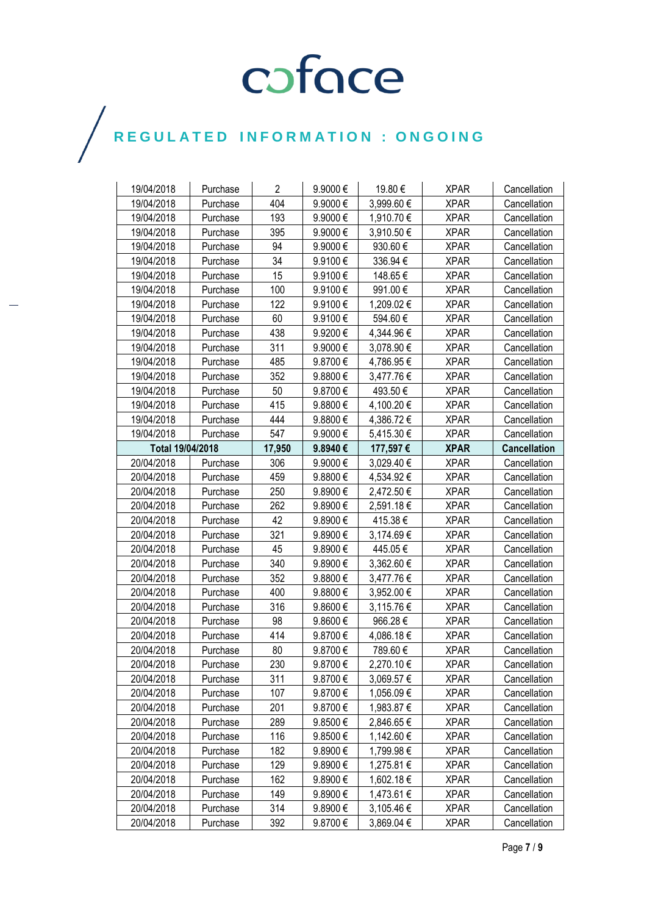# REGULATED INFORMATION : ONGOING

| 19/04/2018 | Purchase | 2 | 9.9000 € | 19.80 € | XPAR | Cancellation |
|---|---|---|---|---|---|---|
| 19/04/2018 | Purchase | 404 | 9.9000 € | 3,999.60 € | XPAR | Cancellation |
| 19/04/2018 | Purchase | 193 | 9.9000 € | 1,910.70 € | XPAR | Cancellation |
| 19/04/2018 | Purchase | 395 | 9.9000 € | 3,910.50 € | XPAR | Cancellation |
| 19/04/2018 | Purchase | 94 | 9.9000 € | 930.60 € | XPAR | Cancellation |
| 19/04/2018 | Purchase | 34 | 9.9100 € | 336.94 € | XPAR | Cancellation |
| 19/04/2018 | Purchase | 15 | 9.9100 € | 148.65 € | XPAR | Cancellation |
| 19/04/2018 | Purchase | 100 | 9.9100 € | 991.00 € | XPAR | Cancellation |
| 19/04/2018 | Purchase | 122 | 9.9100 € | 1,209.02 € | XPAR | Cancellation |
| 19/04/2018 | Purchase | 60 | 9.9100 € | 594.60 € | XPAR | Cancellation |
| 19/04/2018 | Purchase | 438 | 9.9200 € | 4,344.96 € | XPAR | Cancellation |
| 19/04/2018 | Purchase | 311 | 9.9000 € | 3,078.90 € | XPAR | Cancellation |
| 19/04/2018 | Purchase | 485 | 9.8700 € | 4,786.95 € | XPAR | Cancellation |
| 19/04/2018 | Purchase | 352 | 9.8800 € | 3,477.76 € | XPAR | Cancellation |
| 19/04/2018 | Purchase | 50 | 9.8700 € | 493.50 € | XPAR | Cancellation |
| 19/04/2018 | Purchase | 415 | 9.8800 € | 4,100.20 € | XPAR | Cancellation |
| 19/04/2018 | Purchase | 444 | 9.8800 € | 4,386.72 € | XPAR | Cancellation |
| 19/04/2018 | Purchase | 547 | 9.9000 € | 5,415.30 € | XPAR | Cancellation |
| **Total 19/04/2018** | | **17,950** | **9.8940 €** | **177,597 €** | **XPAR** | **Cancellation** |
| 20/04/2018 | Purchase | 306 | 9.9000 € | 3,029.40 € | XPAR | Cancellation |
| 20/04/2018 | Purchase | 459 | 9.8800 € | 4,534.92 € | XPAR | Cancellation |
| 20/04/2018 | Purchase | 250 | 9.8900 € | 2,472.50 € | XPAR | Cancellation |
| 20/04/2018 | Purchase | 262 | 9.8900 € | 2,591.18 € | XPAR | Cancellation |
| 20/04/2018 | Purchase | 42 | 9.8900 € | 415.38 € | XPAR | Cancellation |
| 20/04/2018 | Purchase | 321 | 9.8900 € | 3,174.69 € | XPAR | Cancellation |
| 20/04/2018 | Purchase | 45 | 9.8900 € | 445.05 € | XPAR | Cancellation |
| 20/04/2018 | Purchase | 340 | 9.8900 € | 3,362.60 € | XPAR | Cancellation |
| 20/04/2018 | Purchase | 352 | 9.8800 € | 3,477.76 € | XPAR | Cancellation |
| 20/04/2018 | Purchase | 400 | 9.8800 € | 3,952.00 € | XPAR | Cancellation |
| 20/04/2018 | Purchase | 316 | 9.8600 € | 3,115.76 € | XPAR | Cancellation |
| 20/04/2018 | Purchase | 98 | 9.8600 € | 966.28 € | XPAR | Cancellation |
| 20/04/2018 | Purchase | 414 | 9.8700 € | 4,086.18 € | XPAR | Cancellation |
| 20/04/2018 | Purchase | 80 | 9.8700 € | 789.60 € | XPAR | Cancellation |
| 20/04/2018 | Purchase | 230 | 9.8700 € | 2,270.10 € | XPAR | Cancellation |
| 20/04/2018 | Purchase | 311 | 9.8700 € | 3,069.57 € | XPAR | Cancellation |
| 20/04/2018 | Purchase | 107 | 9.8700 € | 1,056.09 € | XPAR | Cancellation |
| 20/04/2018 | Purchase | 201 | 9.8700 € | 1,983.87 € | XPAR | Cancellation |
| 20/04/2018 | Purchase | 289 | 9.8500 € | 2,846.65 € | XPAR | Cancellation |
| 20/04/2018 | Purchase | 116 | 9.8500 € | 1,142.60 € | XPAR | Cancellation |
| 20/04/2018 | Purchase | 182 | 9.8900 € | 1,799.98 € | XPAR | Cancellation |
| 20/04/2018 | Purchase | 129 | 9.8900 € | 1,275.81 € | XPAR | Cancellation |
| 20/04/2018 | Purchase | 162 | 9.8900 € | 1,602.18 € | XPAR | Cancellation |
| 20/04/2018 | Purchase | 149 | 9.8900 € | 1,473.61 € | XPAR | Cancellation |
| 20/04/2018 | Purchase | 314 | 9.8900 € | 3,105.46 € | XPAR | Cancellation |
| 20/04/2018 | Purchase | 392 | 9.8700 € | 3,869.04 € | XPAR | Cancellation |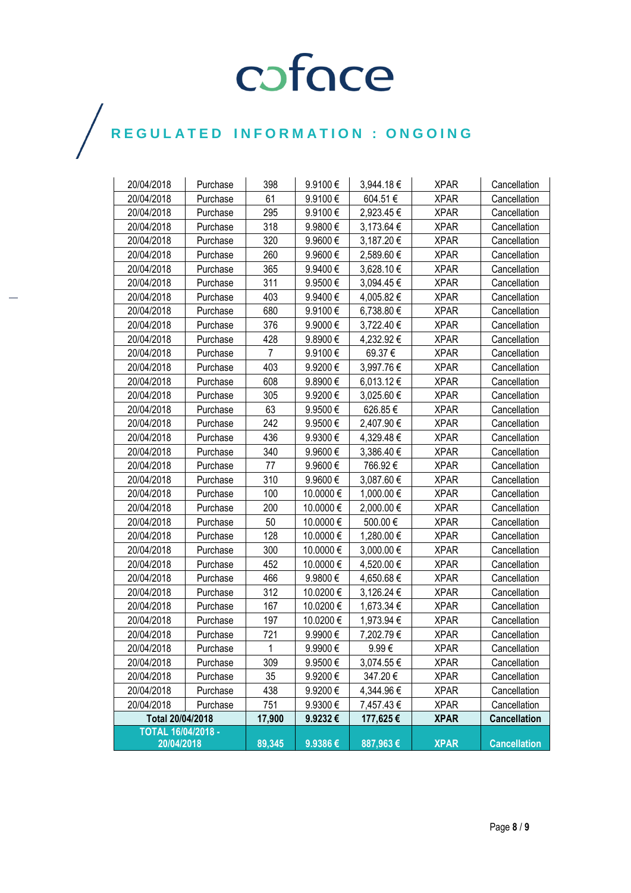# REGULATED INFORMATION : ONGOING

| | | | | | | |
|---|---|---|---|---|---|---|
| 20/04/2018 | Purchase | 398 | 9.9100 € | 3,944.18 € | XPAR | Cancellation |
| 20/04/2018 | Purchase | 61 | 9.9100 € | 604.51 € | XPAR | Cancellation |
| 20/04/2018 | Purchase | 295 | 9.9100 € | 2,923.45 € | XPAR | Cancellation |
| 20/04/2018 | Purchase | 318 | 9.9800 € | 3,173.64 € | XPAR | Cancellation |
| 20/04/2018 | Purchase | 320 | 9.9600 € | 3,187.20 € | XPAR | Cancellation |
| 20/04/2018 | Purchase | 260 | 9.9600 € | 2,589.60 € | XPAR | Cancellation |
| 20/04/2018 | Purchase | 365 | 9.9400 € | 3,628.10 € | XPAR | Cancellation |
| 20/04/2018 | Purchase | 311 | 9.9500 € | 3,094.45 € | XPAR | Cancellation |
| 20/04/2018 | Purchase | 403 | 9.9400 € | 4,005.82 € | XPAR | Cancellation |
| 20/04/2018 | Purchase | 680 | 9.9100 € | 6,738.80 € | XPAR | Cancellation |
| 20/04/2018 | Purchase | 376 | 9.9000 € | 3,722.40 € | XPAR | Cancellation |
| 20/04/2018 | Purchase | 428 | 9.8900 € | 4,232.92 € | XPAR | Cancellation |
| 20/04/2018 | Purchase | 7 | 9.9100 € | 69.37 € | XPAR | Cancellation |
| 20/04/2018 | Purchase | 403 | 9.9200 € | 3,997.76 € | XPAR | Cancellation |
| 20/04/2018 | Purchase | 608 | 9.8900 € | 6,013.12 € | XPAR | Cancellation |
| 20/04/2018 | Purchase | 305 | 9.9200 € | 3,025.60 € | XPAR | Cancellation |
| 20/04/2018 | Purchase | 63 | 9.9500 € | 626.85 € | XPAR | Cancellation |
| 20/04/2018 | Purchase | 242 | 9.9500 € | 2,407.90 € | XPAR | Cancellation |
| 20/04/2018 | Purchase | 436 | 9.9300 € | 4,329.48 € | XPAR | Cancellation |
| 20/04/2018 | Purchase | 340 | 9.9600 € | 3,386.40 € | XPAR | Cancellation |
| 20/04/2018 | Purchase | 77 | 9.9600 € | 766.92 € | XPAR | Cancellation |
| 20/04/2018 | Purchase | 310 | 9.9600 € | 3,087.60 € | XPAR | Cancellation |
| 20/04/2018 | Purchase | 100 | 10.0000 € | 1,000.00 € | XPAR | Cancellation |
| 20/04/2018 | Purchase | 200 | 10.0000 € | 2,000.00 € | XPAR | Cancellation |
| 20/04/2018 | Purchase | 50 | 10.0000 € | 500.00 € | XPAR | Cancellation |
| 20/04/2018 | Purchase | 128 | 10.0000 € | 1,280.00 € | XPAR | Cancellation |
| 20/04/2018 | Purchase | 300 | 10.0000 € | 3,000.00 € | XPAR | Cancellation |
| 20/04/2018 | Purchase | 452 | 10.0000 € | 4,520.00 € | XPAR | Cancellation |
| 20/04/2018 | Purchase | 466 | 9.9800 € | 4,650.68 € | XPAR | Cancellation |
| 20/04/2018 | Purchase | 312 | 10.0200 € | 3,126.24 € | XPAR | Cancellation |
| 20/04/2018 | Purchase | 167 | 10.0200 € | 1,673.34 € | XPAR | Cancellation |
| 20/04/2018 | Purchase | 197 | 10.0200 € | 1,973.94 € | XPAR | Cancellation |
| 20/04/2018 | Purchase | 721 | 9.9900 € | 7,202.79 € | XPAR | Cancellation |
| 20/04/2018 | Purchase | 1 | 9.9900 € | 9.99 € | XPAR | Cancellation |
| 20/04/2018 | Purchase | 309 | 9.9500 € | 3,074.55 € | XPAR | Cancellation |
| 20/04/2018 | Purchase | 35 | 9.9200 € | 347.20 € | XPAR | Cancellation |
| 20/04/2018 | Purchase | 438 | 9.9200 € | 4,344.96 € | XPAR | Cancellation |
| 20/04/2018 | Purchase | 751 | 9.9300 € | 7,457.43 € | XPAR | Cancellation |
| **Total 20/04/2018** | | **17,900** | **9.9232 €** | **177,625 €** | **XPAR** | **Cancellation** |
| **TOTAL 16/04/2018 - 20/04/2018** | | **89,345** | **9.9386 €** | **887,963 €** | **XPAR** | **Cancellation** |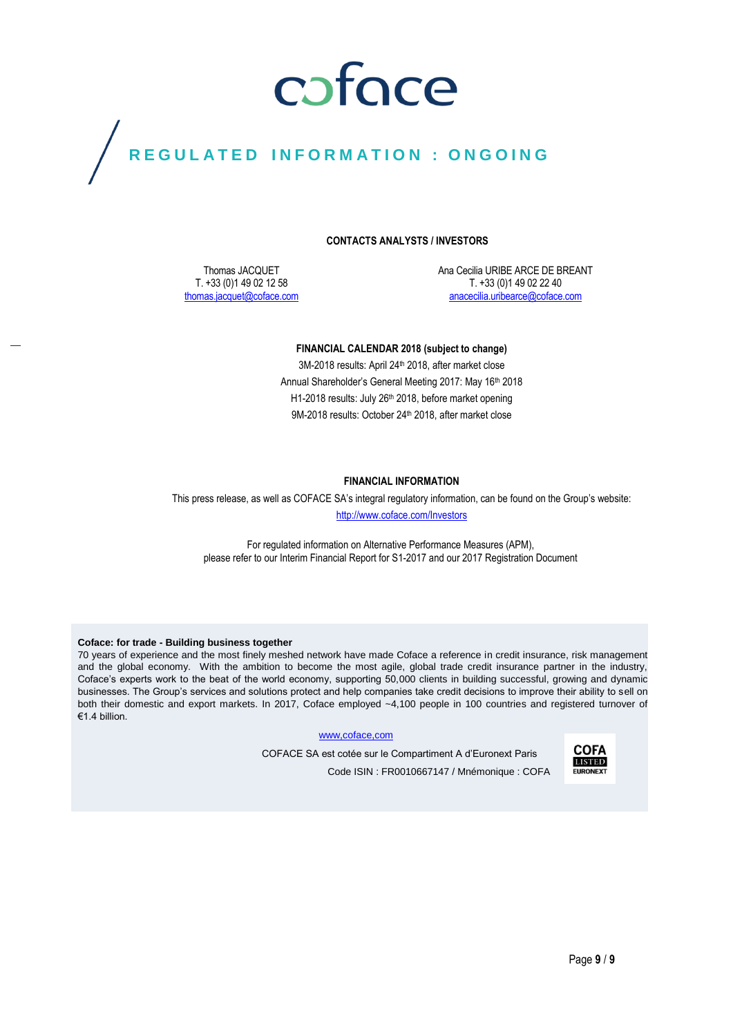# REGULATED INFORMATION : ONGOING

**CONTACTS ANALYSTS / INVESTORS**

Thomas JACQUET
T. +33 (0)1 49 02 12 58
thomas.jacquet@coface.com

Ana Cecilia URIBE ARCE DE BREANT
T. +33 (0)1 49 02 22 40
anacecilia.uribearce@coface.com

**FINANCIAL CALENDAR 2018 (subject to change)**

3M-2018 results: April 24th 2018, after market close
Annual Shareholder's General Meeting 2017: May 16th 2018
H1-2018 results: July 26th 2018, before market opening
9M-2018 results: October 24th 2018, after market close

**FINANCIAL INFORMATION**

This press release, as well as COFACE SA's integral regulatory information, can be found on the Group's website:
http://www.coface.com/Investors

For regulated information on Alternative Performance Measures (APM),
please refer to our Interim Financial Report for S1-2017 and our 2017 Registration Document

**Coface: for trade - Building business together**

70 years of experience and the most finely meshed network have made Coface a reference in credit insurance, risk management and the global economy. With the ambition to become the most agile, global trade credit insurance partner in the industry, Coface's experts work to the beat of the world economy, supporting 50,000 clients in building successful, growing and dynamic businesses. The Group's services and solutions protect and help companies take credit decisions to improve their ability to sell on both their domestic and export markets. In 2017, Coface employed ~4,100 people in 100 countries and registered turnover of €1.4 billion.

www,coface,com

COFACE SA est cotée sur le Compartiment A d'Euronext Paris
Code ISIN : FR0010667147 / Mnémonique : COFA

COFA LISTED EURONEXT